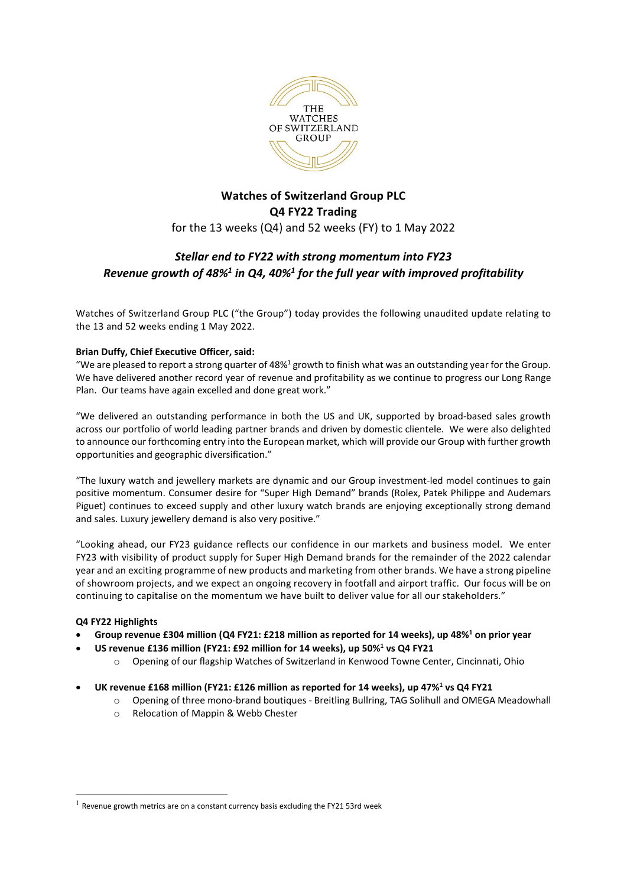# Watches of Switzerland Group PLC
## Q4 FY22 Trading

for the 13 weeks (Q4) and 52 weeks (FY) to 1 May 2022

### *Stellar end to FY22 with strong momentum into FY23*
### *Revenue growth of 48%[1] in Q4, 40%[1] for the full year with improved profitability*

Watches of Switzerland Group PLC ("the Group") today provides the following unaudited update relating to the 13 and 52 weeks ending 1 May 2022.

**Brian Duffy, Chief Executive Officer, said:**

"We are pleased to report a strong quarter of 48%[1] growth to finish what was an outstanding year for the Group. We have delivered another record year of revenue and profitability as we continue to progress our Long Range Plan. Our teams have again excelled and done great work."

"We delivered an outstanding performance in both the US and UK, supported by broad-based sales growth across our portfolio of world leading partner brands and driven by domestic clientele. We were also delighted to announce our forthcoming entry into the European market, which will provide our Group with further growth opportunities and geographic diversification."

"The luxury watch and jewellery markets are dynamic and our Group investment-led model continues to gain positive momentum. Consumer desire for "Super High Demand" brands (Rolex, Patek Philippe and Audemars Piguet) continues to exceed supply and other luxury watch brands are enjoying exceptionally strong demand and sales. Luxury jewellery demand is also very positive."

"Looking ahead, our FY23 guidance reflects our confidence in our markets and business model. We enter FY23 with visibility of product supply for Super High Demand brands for the remainder of the 2022 calendar year and an exciting programme of new products and marketing from other brands. We have a strong pipeline of showroom projects, and we expect an ongoing recovery in footfall and airport traffic. Our focus will be on continuing to capitalise on the momentum we have built to deliver value for all our stakeholders."

**Q4 FY22 Highlights**

- **Group revenue £304 million (Q4 FY21: £218 million as reported for 14 weeks), up 48%[1] on prior year**
- **US revenue £136 million (FY21: £92 million for 14 weeks), up 50%[1] vs Q4 FY21**
  - Opening of our flagship Watches of Switzerland in Kenwood Towne Center, Cincinnati, Ohio
- **UK revenue £168 million (FY21: £126 million as reported for 14 weeks), up 47%[1] vs Q4 FY21**
  - Opening of three mono-brand boutiques - Breitling Bullring, TAG Solihull and OMEGA Meadowhall
  - Relocation of Mappin & Webb Chester

---

[1] Revenue growth metrics are on a constant currency basis excluding the FY21 53rd week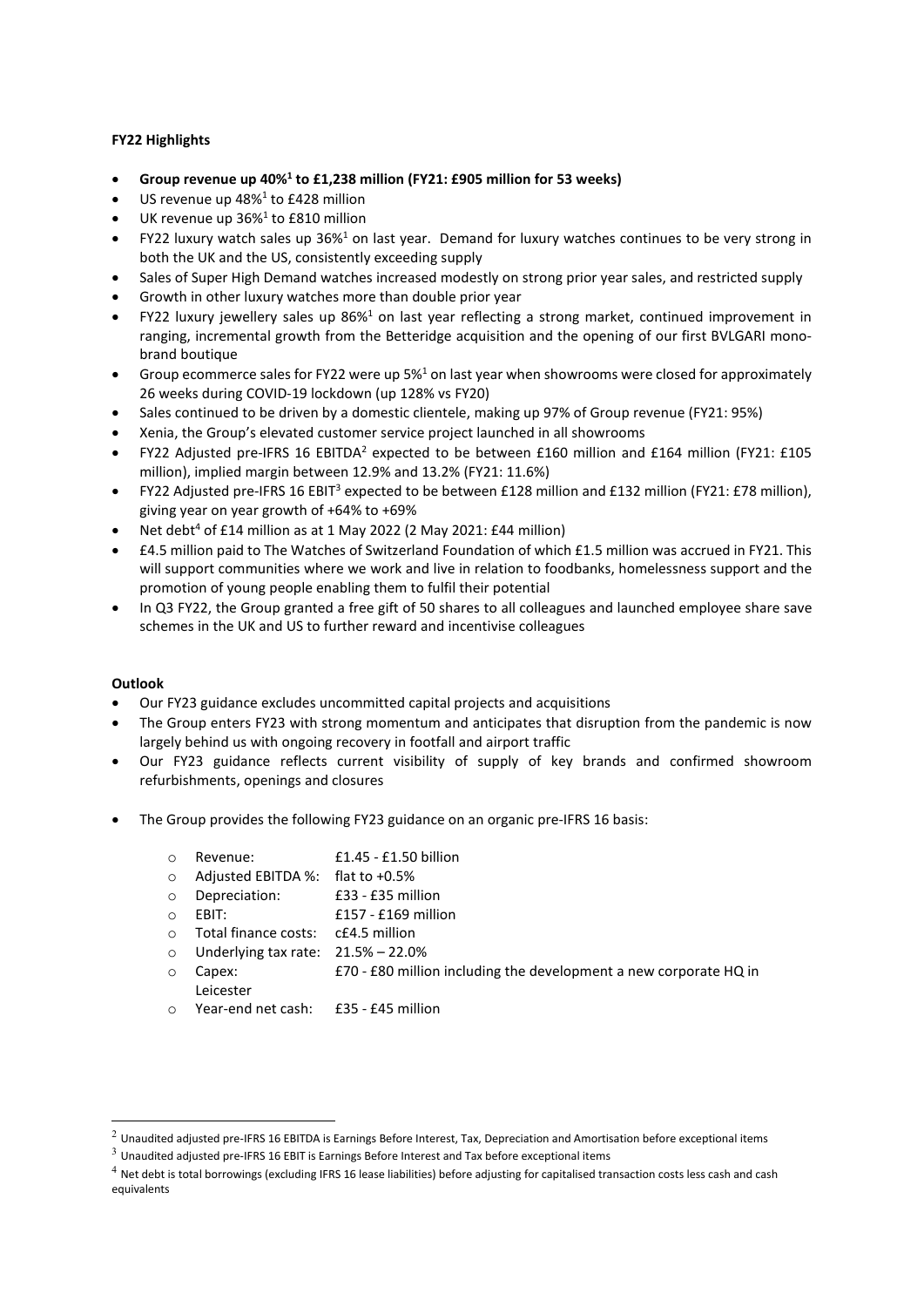**FY22 Highlights**

- **Group revenue up 40%[1] to £1,238 million (FY21: £905 million for 53 weeks)**
- US revenue up 48%[1] to £428 million
- UK revenue up 36%[1] to £810 million
- FY22 luxury watch sales up 36%[1] on last year. Demand for luxury watches continues to be very strong in both the UK and the US, consistently exceeding supply
- Sales of Super High Demand watches increased modestly on strong prior year sales, and restricted supply
- Growth in other luxury watches more than double prior year
- FY22 luxury jewellery sales up 86%[1] on last year reflecting a strong market, continued improvement in ranging, incremental growth from the Betteridge acquisition and the opening of our first BVLGARI mono-brand boutique
- Group ecommerce sales for FY22 were up 5%[1] on last year when showrooms were closed for approximately 26 weeks during COVID-19 lockdown (up 128% vs FY20)
- Sales continued to be driven by a domestic clientele, making up 97% of Group revenue (FY21: 95%)
- Xenia, the Group's elevated customer service project launched in all showrooms
- FY22 Adjusted pre-IFRS 16 EBITDA[2] expected to be between £160 million and £164 million (FY21: £105 million), implied margin between 12.9% and 13.2% (FY21: 11.6%)
- FY22 Adjusted pre-IFRS 16 EBIT[3] expected to be between £128 million and £132 million (FY21: £78 million), giving year on year growth of +64% to +69%
- Net debt[4] of £14 million as at 1 May 2022 (2 May 2021: £44 million)
- £4.5 million paid to The Watches of Switzerland Foundation of which £1.5 million was accrued in FY21. This will support communities where we work and live in relation to foodbanks, homelessness support and the promotion of young people enabling them to fulfil their potential
- In Q3 FY22, the Group granted a free gift of 50 shares to all colleagues and launched employee share save schemes in the UK and US to further reward and incentivise colleagues

**Outlook**

- Our FY23 guidance excludes uncommitted capital projects and acquisitions
- The Group enters FY23 with strong momentum and anticipates that disruption from the pandemic is now largely behind us with ongoing recovery in footfall and airport traffic
- Our FY23 guidance reflects current visibility of supply of key brands and confirmed showroom refurbishments, openings and closures

- The Group provides the following FY23 guidance on an organic pre-IFRS 16 basis:
  - Revenue: £1.45 - £1.50 billion
  - Adjusted EBITDA %: flat to +0.5%
  - Depreciation: £33 - £35 million
  - EBIT: £157 - £169 million
  - Total finance costs: c£4.5 million
  - Underlying tax rate: 21.5% – 22.0%
  - Capex: £70 - £80 million including the development a new corporate HQ in Leicester
  - Year-end net cash: £35 - £45 million

---

[2] Unaudited adjusted pre-IFRS 16 EBITDA is Earnings Before Interest, Tax, Depreciation and Amortisation before exceptional items

[3] Unaudited adjusted pre-IFRS 16 EBIT is Earnings Before Interest and Tax before exceptional items

[4] Net debt is total borrowings (excluding IFRS 16 lease liabilities) before adjusting for capitalised transaction costs less cash and cash equivalents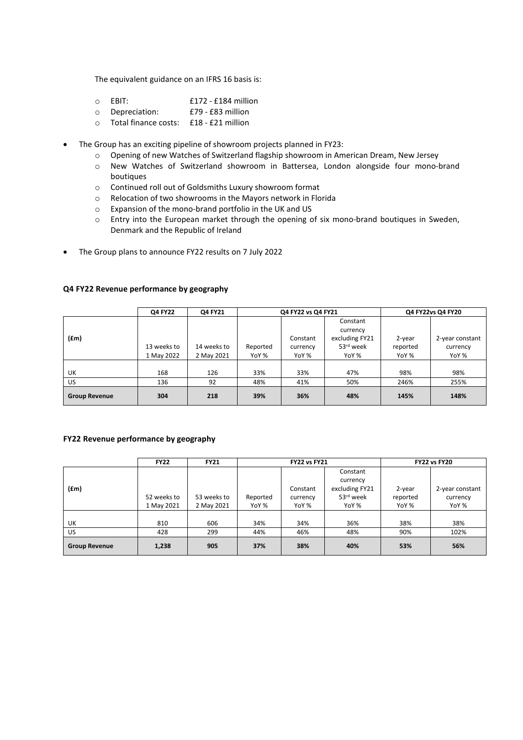The equivalent guidance on an IFRS 16 basis is:

- EBIT: £172 - £184 million
- Depreciation: £79 - £83 million
- Total finance costs: £18 - £21 million

- The Group has an exciting pipeline of showroom projects planned in FY23:
  - Opening of new Watches of Switzerland flagship showroom in American Dream, New Jersey
  - New Watches of Switzerland showroom in Battersea, London alongside four mono-brand boutiques
  - Continued roll out of Goldsmiths Luxury showroom format
  - Relocation of two showrooms in the Mayors network in Florida
  - Expansion of the mono-brand portfolio in the UK and US
  - Entry into the European market through the opening of six mono-brand boutiques in Sweden, Denmark and the Republic of Ireland
- The Group plans to announce FY22 results on 7 July 2022

### Q4 FY22 Revenue performance by geography

| | Q4 FY22 | Q4 FY21 | Q4 FY22 vs Q4 FY21 | | | Q4 FY22vs Q4 FY20 | |
|---|---|---|---|---|---|---|---|
| (£m) | 13 weeks to 1 May 2022 | 14 weeks to 2 May 2021 | Reported YoY % | Constant currency YoY % | Constant currency excluding FY21 53rd week YoY % | 2-year reported YoY % | 2-year constant currency YoY % |
| UK | 168 | 126 | 33% | 33% | 47% | 98% | 98% |
| US | 136 | 92 | 48% | 41% | 50% | 246% | 255% |
| **Group Revenue** | **304** | **218** | **39%** | **36%** | **48%** | **145%** | **148%** |

### FY22 Revenue performance by geography

| | FY22 | FY21 | FY22 vs FY21 | | | FY22 vs FY20 | |
|---|---|---|---|---|---|---|---|
| (£m) | 52 weeks to 1 May 2021 | 53 weeks to 2 May 2021 | Reported YoY % | Constant currency YoY % | Constant currency excluding FY21 53rd week YoY % | 2-year reported YoY % | 2-year constant currency YoY % |
| UK | 810 | 606 | 34% | 34% | 36% | 38% | 38% |
| US | 428 | 299 | 44% | 46% | 48% | 90% | 102% |
| **Group Revenue** | **1,238** | **905** | **37%** | **38%** | **40%** | **53%** | **56%** |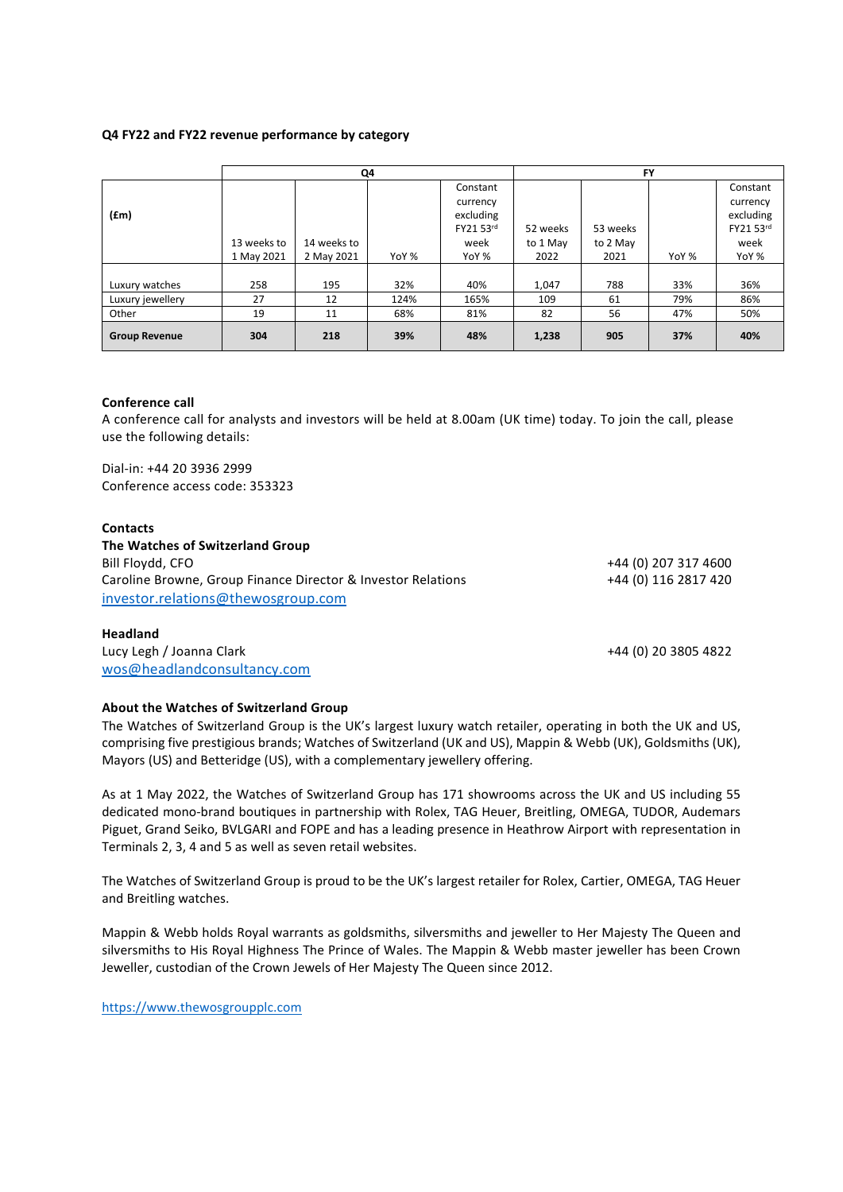**Q4 FY22 and FY22 revenue performance by category**

| (£m) | Q4 | | | | FY | | | |
|---|---|---|---|---|---|---|---|---|
| | 13 weeks to 1 May 2021 | 14 weeks to 2 May 2021 | YoY % | Constant currency excluding FY21 53rd week YoY % | 52 weeks to 1 May 2022 | 53 weeks to 2 May 2021 | YoY % | Constant currency excluding FY21 53rd week YoY % |
| Luxury watches | 258 | 195 | 32% | 40% | 1,047 | 788 | 33% | 36% |
| Luxury jewellery | 27 | 12 | 124% | 165% | 109 | 61 | 79% | 86% |
| Other | 19 | 11 | 68% | 81% | 82 | 56 | 47% | 50% |
| **Group Revenue** | **304** | **218** | **39%** | **48%** | **1,238** | **905** | **37%** | **40%** |

**Conference call**

A conference call for analysts and investors will be held at 8.00am (UK time) today. To join the call, please use the following details:

Dial-in: +44 20 3936 2999
Conference access code: 353323

**Contacts**

**The Watches of Switzerland Group**

Bill Floydd, CFO — +44 (0) 207 317 4600
Caroline Browne, Group Finance Director & Investor Relations — +44 (0) 116 2817 420
investor.relations@thewosgroup.com

**Headland**

Lucy Legh / Joanna Clark — +44 (0) 20 3805 4822
wos@headlandconsultancy.com

**About the Watches of Switzerland Group**

The Watches of Switzerland Group is the UK's largest luxury watch retailer, operating in both the UK and US, comprising five prestigious brands; Watches of Switzerland (UK and US), Mappin & Webb (UK), Goldsmiths (UK), Mayors (US) and Betteridge (US), with a complementary jewellery offering.

As at 1 May 2022, the Watches of Switzerland Group has 171 showrooms across the UK and US including 55 dedicated mono-brand boutiques in partnership with Rolex, TAG Heuer, Breitling, OMEGA, TUDOR, Audemars Piguet, Grand Seiko, BVLGARI and FOPE and has a leading presence in Heathrow Airport with representation in Terminals 2, 3, 4 and 5 as well as seven retail websites.

The Watches of Switzerland Group is proud to be the UK's largest retailer for Rolex, Cartier, OMEGA, TAG Heuer and Breitling watches.

Mappin & Webb holds Royal warrants as goldsmiths, silversmiths and jeweller to Her Majesty The Queen and silversmiths to His Royal Highness The Prince of Wales. The Mappin & Webb master jeweller has been Crown Jeweller, custodian of the Crown Jewels of Her Majesty The Queen since 2012.

https://www.thewosgroupplc.com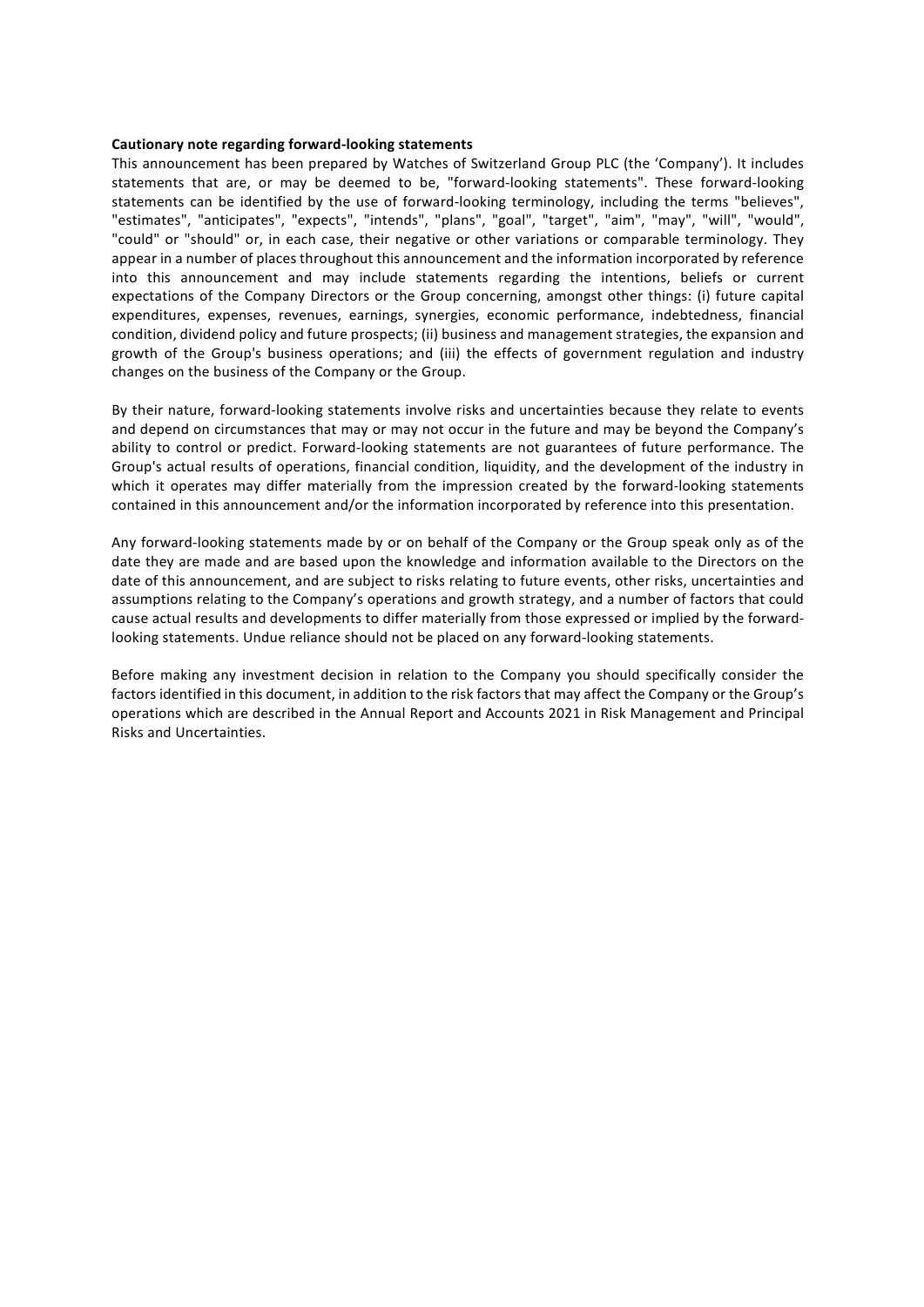**Cautionary note regarding forward-looking statements**

This announcement has been prepared by Watches of Switzerland Group PLC (the 'Company'). It includes statements that are, or may be deemed to be, "forward-looking statements". These forward-looking statements can be identified by the use of forward-looking terminology, including the terms "believes", "estimates", "anticipates", "expects", "intends", "plans", "goal", "target", "aim", "may", "will", "would", "could" or "should" or, in each case, their negative or other variations or comparable terminology. They appear in a number of places throughout this announcement and the information incorporated by reference into this announcement and may include statements regarding the intentions, beliefs or current expectations of the Company Directors or the Group concerning, amongst other things: (i) future capital expenditures, expenses, revenues, earnings, synergies, economic performance, indebtedness, financial condition, dividend policy and future prospects; (ii) business and management strategies, the expansion and growth of the Group's business operations; and (iii) the effects of government regulation and industry changes on the business of the Company or the Group.

By their nature, forward-looking statements involve risks and uncertainties because they relate to events and depend on circumstances that may or may not occur in the future and may be beyond the Company's ability to control or predict. Forward-looking statements are not guarantees of future performance. The Group's actual results of operations, financial condition, liquidity, and the development of the industry in which it operates may differ materially from the impression created by the forward-looking statements contained in this announcement and/or the information incorporated by reference into this presentation.

Any forward-looking statements made by or on behalf of the Company or the Group speak only as of the date they are made and are based upon the knowledge and information available to the Directors on the date of this announcement, and are subject to risks relating to future events, other risks, uncertainties and assumptions relating to the Company's operations and growth strategy, and a number of factors that could cause actual results and developments to differ materially from those expressed or implied by the forward-looking statements. Undue reliance should not be placed on any forward-looking statements.

Before making any investment decision in relation to the Company you should specifically consider the factors identified in this document, in addition to the risk factors that may affect the Company or the Group's operations which are described in the Annual Report and Accounts 2021 in Risk Management and Principal Risks and Uncertainties.